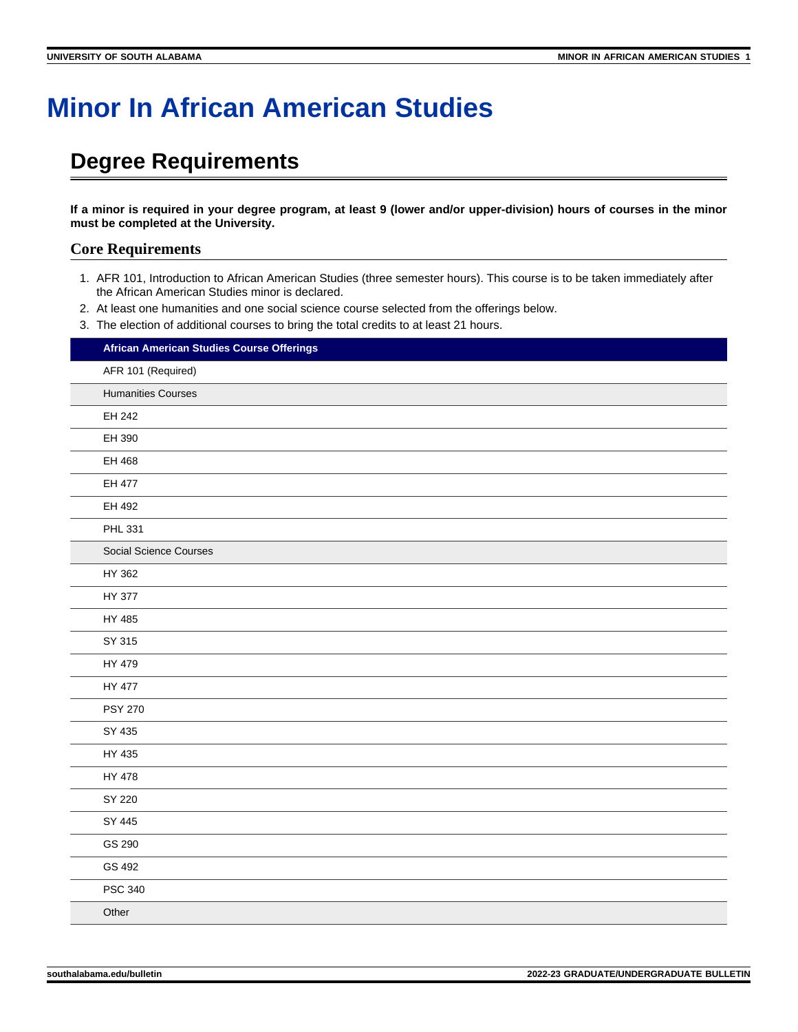# Minor In African American Studies

## Degree Requirements

**If a minor is required in your degree program, at least 9 (lower and/or upper-division) hours of courses in the minor must be completed at the University.**

### Core Requirements

1. AFR 101, Introduction to African American Studies (three semester hours). This course is to be taken immediately after the African American Studies minor is declared.
2. At least one humanities and one social science course selected from the offerings below.
3. The election of additional courses to bring the total credits to at least 21 hours.

| African American Studies Course Offerings |
|---|
| AFR 101 (Required) |
| Humanities Courses |
| EH 242 |
| EH 390 |
| EH 468 |
| EH 477 |
| EH 492 |
| PHL 331 |
| Social Science Courses |
| HY 362 |
| HY 377 |
| HY 485 |
| SY 315 |
| HY 479 |
| HY 477 |
| PSY 270 |
| SY 435 |
| HY 435 |
| HY 478 |
| SY 220 |
| SY 445 |
| GS 290 |
| GS 492 |
| PSC 340 |
| Other |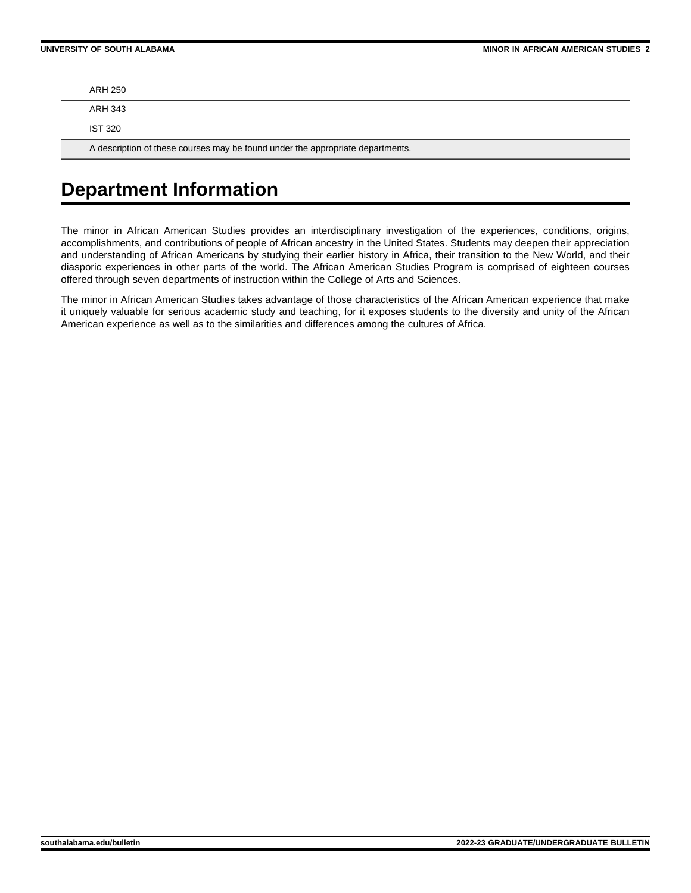| |
|---|
| ARH 250 |
| ARH 343 |
| IST 320 |
| A description of these courses may be found under the appropriate departments. |

# Department Information

The minor in African American Studies provides an interdisciplinary investigation of the experiences, conditions, origins, accomplishments, and contributions of people of African ancestry in the United States. Students may deepen their appreciation and understanding of African Americans by studying their earlier history in Africa, their transition to the New World, and their diasporic experiences in other parts of the world. The African American Studies Program is comprised of eighteen courses offered through seven departments of instruction within the College of Arts and Sciences.

The minor in African American Studies takes advantage of those characteristics of the African American experience that make it uniquely valuable for serious academic study and teaching, for it exposes students to the diversity and unity of the African American experience as well as to the similarities and differences among the cultures of Africa.